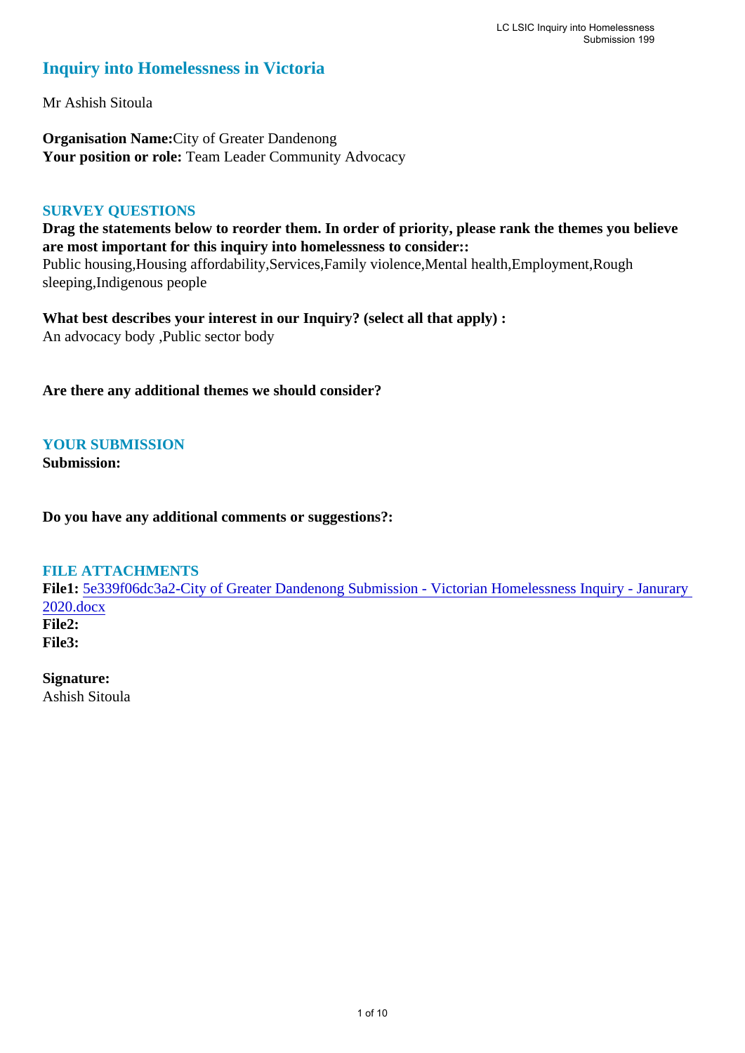# Inquiry into Homelessness in Victoria

Mr Ashish Sitoula

**Organisation Name:** City of Greater Dandenong
**Your position or role:** Team Leader Community Advocacy

## SURVEY QUESTIONS

**Drag the statements below to reorder them. In order of priority, please rank the themes you believe are most important for this inquiry into homelessness to consider::**
Public housing,Housing affordability,Services,Family violence,Mental health,Employment,Rough sleeping,Indigenous people

**What best describes your interest in our Inquiry? (select all that apply) :**
An advocacy body ,Public sector body

**Are there any additional themes we should consider?**

## YOUR SUBMISSION

**Submission:**

**Do you have any additional comments or suggestions?:**

## FILE ATTACHMENTS

**File1:** 5e339f06dc3a2-City of Greater Dandenong Submission - Victorian Homelessness Inquiry - Janurary 2020.docx
**File2:**
**File3:**

**Signature:**
Ashish Sitoula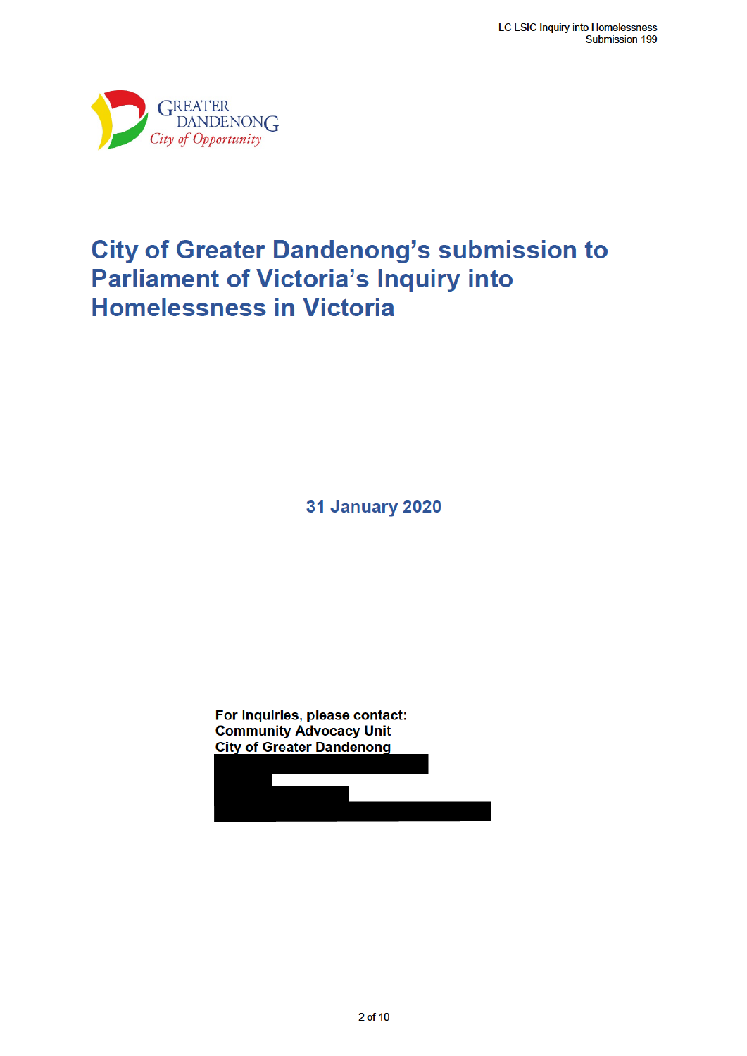# City of Greater Dandenong's submission to Parliament of Victoria's Inquiry into Homelessness in Victoria

**31 January 2020**

**For inquiries, please contact:**
**Community Advocacy Unit**
**City of Greater Dandenong**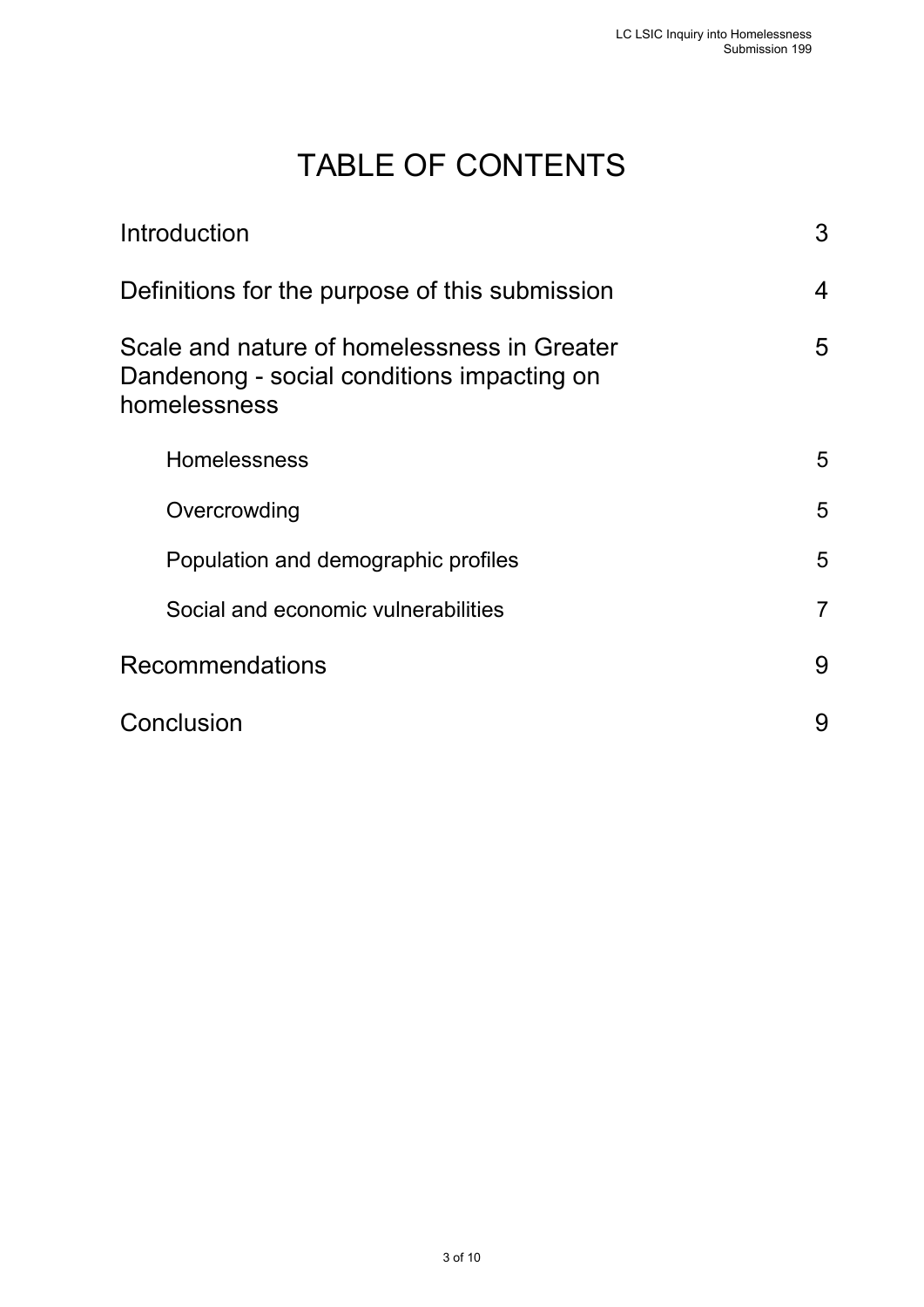# TABLE OF CONTENTS

| | |
|---|---|
| Introduction | 3 |
| Definitions for the purpose of this submission | 4 |
| Scale and nature of homelessness in Greater Dandenong - social conditions impacting on homelessness | 5 |
| Homelessness | 5 |
| Overcrowding | 5 |
| Population and demographic profiles | 5 |
| Social and economic vulnerabilities | 7 |
| Recommendations | 9 |
| Conclusion | 9 |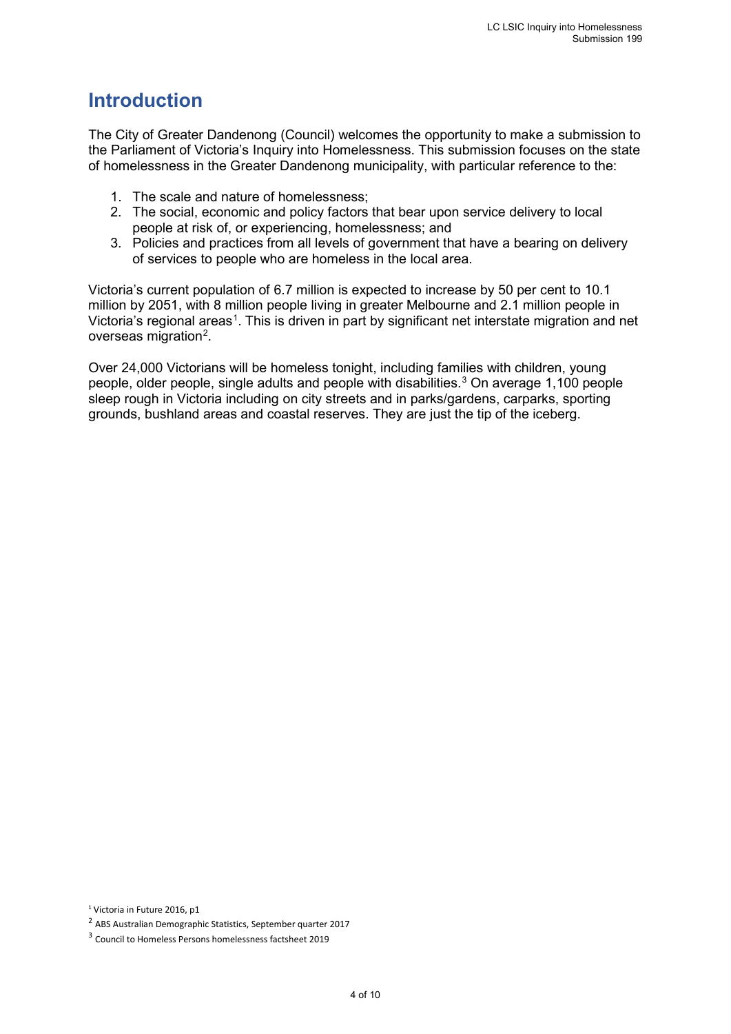## Introduction

The City of Greater Dandenong (Council) welcomes the opportunity to make a submission to the Parliament of Victoria's Inquiry into Homelessness. This submission focuses on the state of homelessness in the Greater Dandenong municipality, with particular reference to the:

1. The scale and nature of homelessness;
2. The social, economic and policy factors that bear upon service delivery to local people at risk of, or experiencing, homelessness; and
3. Policies and practices from all levels of government that have a bearing on delivery of services to people who are homeless in the local area.

Victoria's current population of 6.7 million is expected to increase by 50 per cent to 10.1 million by 2051, with 8 million people living in greater Melbourne and 2.1 million people in Victoria's regional areas[1]. This is driven in part by significant net interstate migration and net overseas migration[2].

Over 24,000 Victorians will be homeless tonight, including families with children, young people, older people, single adults and people with disabilities.[3] On average 1,100 people sleep rough in Victoria including on city streets and in parks/gardens, carparks, sporting grounds, bushland areas and coastal reserves. They are just the tip of the iceberg.

[1] Victoria in Future 2016, p1

[2] ABS Australian Demographic Statistics, September quarter 2017

[3] Council to Homeless Persons homelessness factsheet 2019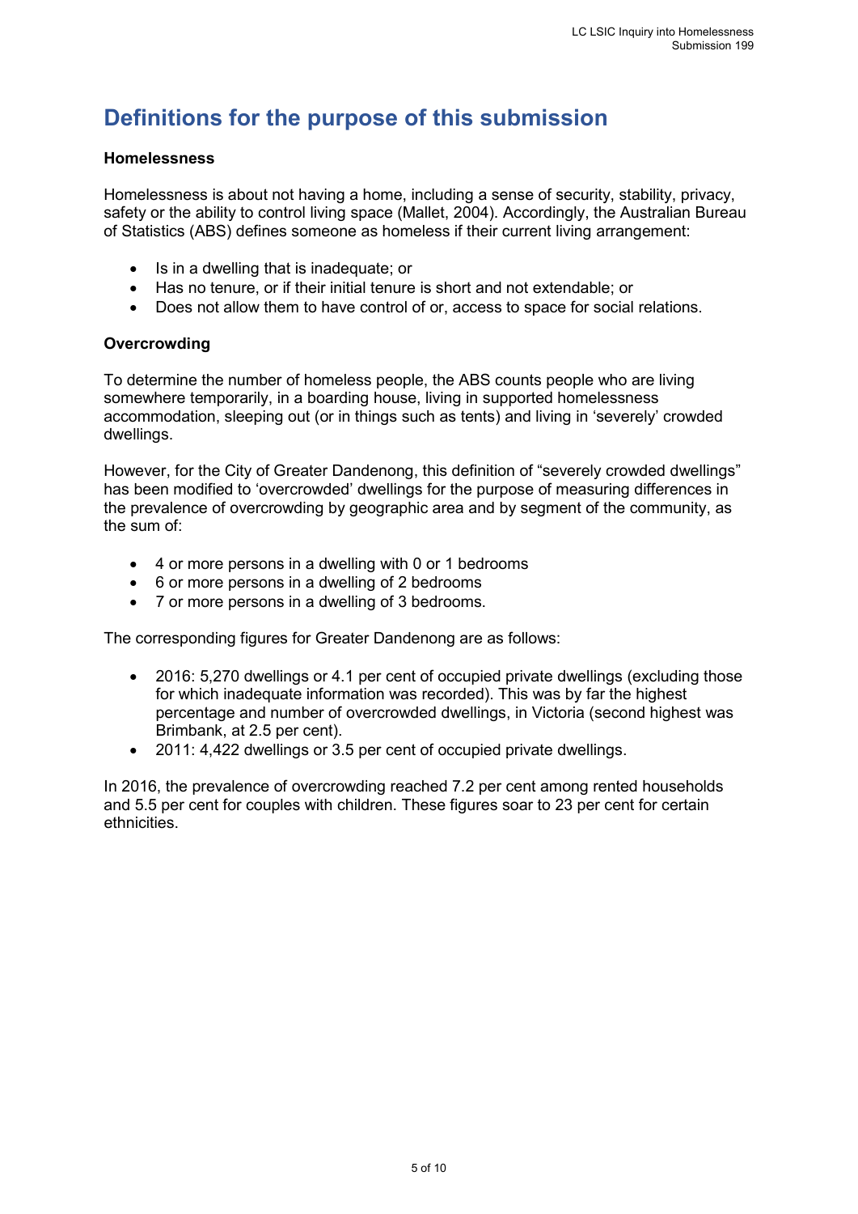# Definitions for the purpose of this submission

**Homelessness**

Homelessness is about not having a home, including a sense of security, stability, privacy, safety or the ability to control living space (Mallet, 2004). Accordingly, the Australian Bureau of Statistics (ABS) defines someone as homeless if their current living arrangement:

- Is in a dwelling that is inadequate; or
- Has no tenure, or if their initial tenure is short and not extendable; or
- Does not allow them to have control of or, access to space for social relations.

**Overcrowding**

To determine the number of homeless people, the ABS counts people who are living somewhere temporarily, in a boarding house, living in supported homelessness accommodation, sleeping out (or in things such as tents) and living in 'severely' crowded dwellings.

However, for the City of Greater Dandenong, this definition of "severely crowded dwellings" has been modified to 'overcrowded' dwellings for the purpose of measuring differences in the prevalence of overcrowding by geographic area and by segment of the community, as the sum of:

- 4 or more persons in a dwelling with 0 or 1 bedrooms
- 6 or more persons in a dwelling of 2 bedrooms
- 7 or more persons in a dwelling of 3 bedrooms.

The corresponding figures for Greater Dandenong are as follows:

- 2016: 5,270 dwellings or 4.1 per cent of occupied private dwellings (excluding those for which inadequate information was recorded). This was by far the highest percentage and number of overcrowded dwellings, in Victoria (second highest was Brimbank, at 2.5 per cent).
- 2011: 4,422 dwellings or 3.5 per cent of occupied private dwellings.

In 2016, the prevalence of overcrowding reached 7.2 per cent among rented households and 5.5 per cent for couples with children. These figures soar to 23 per cent for certain ethnicities.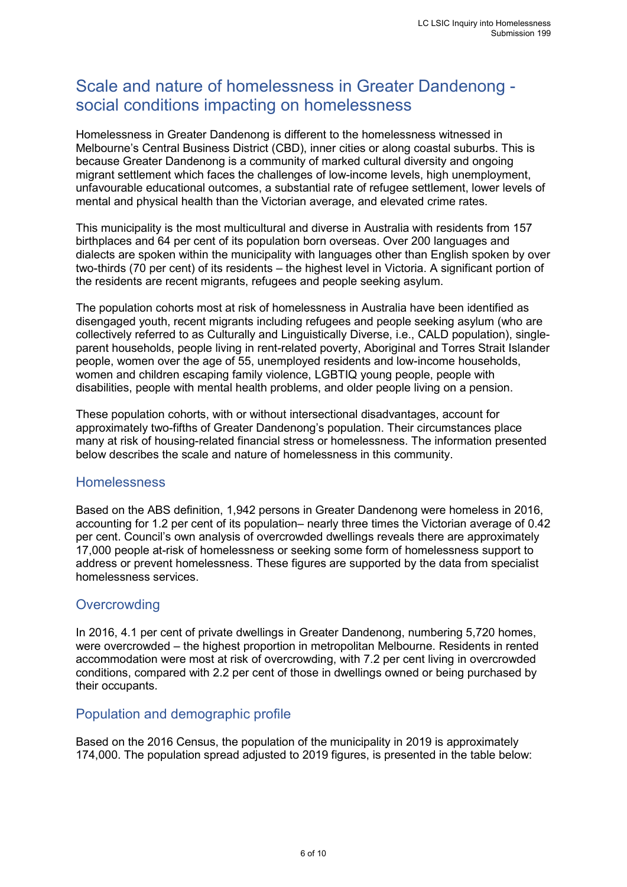## Scale and nature of homelessness in Greater Dandenong - social conditions impacting on homelessness

Homelessness in Greater Dandenong is different to the homelessness witnessed in Melbourne's Central Business District (CBD), inner cities or along coastal suburbs. This is because Greater Dandenong is a community of marked cultural diversity and ongoing migrant settlement which faces the challenges of low-income levels, high unemployment, unfavourable educational outcomes, a substantial rate of refugee settlement, lower levels of mental and physical health than the Victorian average, and elevated crime rates.

This municipality is the most multicultural and diverse in Australia with residents from 157 birthplaces and 64 per cent of its population born overseas. Over 200 languages and dialects are spoken within the municipality with languages other than English spoken by over two-thirds (70 per cent) of its residents – the highest level in Victoria. A significant portion of the residents are recent migrants, refugees and people seeking asylum.

The population cohorts most at risk of homelessness in Australia have been identified as disengaged youth, recent migrants including refugees and people seeking asylum (who are collectively referred to as Culturally and Linguistically Diverse, i.e., CALD population), single-parent households, people living in rent-related poverty, Aboriginal and Torres Strait Islander people, women over the age of 55, unemployed residents and low-income households, women and children escaping family violence, LGBTIQ young people, people with disabilities, people with mental health problems, and older people living on a pension.

These population cohorts, with or without intersectional disadvantages, account for approximately two-fifths of Greater Dandenong's population. Their circumstances place many at risk of housing-related financial stress or homelessness. The information presented below describes the scale and nature of homelessness in this community.

### Homelessness

Based on the ABS definition, 1,942 persons in Greater Dandenong were homeless in 2016, accounting for 1.2 per cent of its population– nearly three times the Victorian average of 0.42 per cent. Council's own analysis of overcrowded dwellings reveals there are approximately 17,000 people at-risk of homelessness or seeking some form of homelessness support to address or prevent homelessness. These figures are supported by the data from specialist homelessness services.

### Overcrowding

In 2016, 4.1 per cent of private dwellings in Greater Dandenong, numbering 5,720 homes, were overcrowded – the highest proportion in metropolitan Melbourne. Residents in rented accommodation were most at risk of overcrowding, with 7.2 per cent living in overcrowded conditions, compared with 2.2 per cent of those in dwellings owned or being purchased by their occupants.

### Population and demographic profile

Based on the 2016 Census, the population of the municipality in 2019 is approximately 174,000. The population spread adjusted to 2019 figures, is presented in the table below: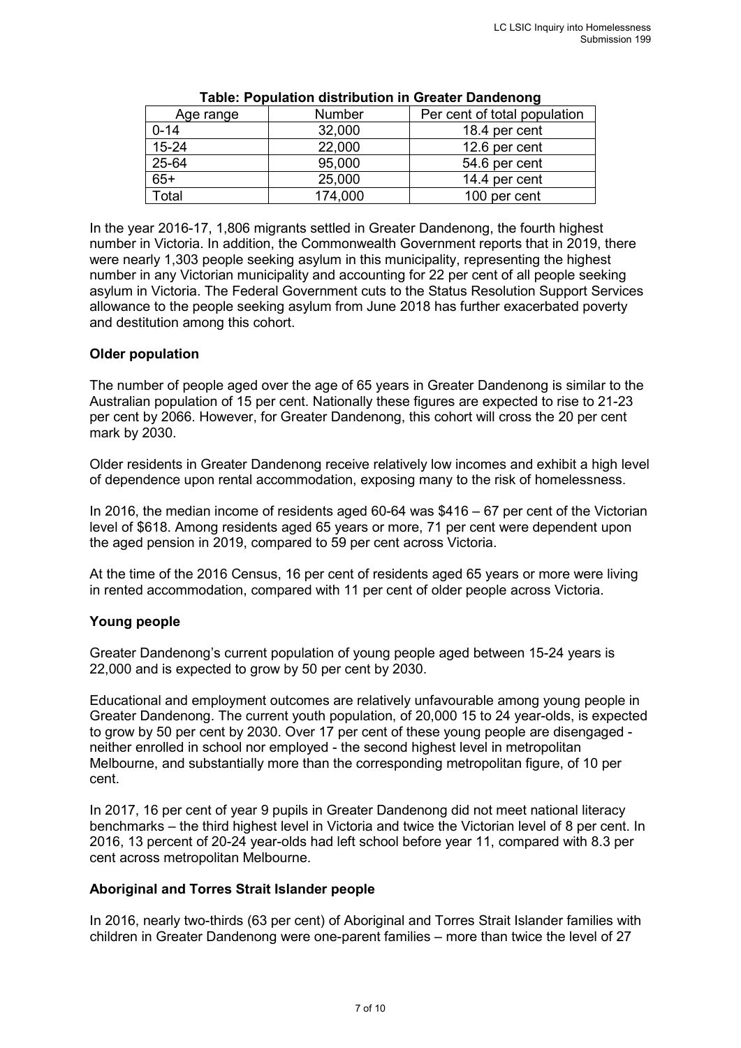**Table: Population distribution in Greater Dandenong**

| Age range | Number | Per cent of total population |
|---|---|---|
| 0-14 | 32,000 | 18.4 per cent |
| 15-24 | 22,000 | 12.6 per cent |
| 25-64 | 95,000 | 54.6 per cent |
| 65+ | 25,000 | 14.4 per cent |
| Total | 174,000 | 100 per cent |

In the year 2016-17, 1,806 migrants settled in Greater Dandenong, the fourth highest number in Victoria. In addition, the Commonwealth Government reports that in 2019, there were nearly 1,303 people seeking asylum in this municipality, representing the highest number in any Victorian municipality and accounting for 22 per cent of all people seeking asylum in Victoria. The Federal Government cuts to the Status Resolution Support Services allowance to the people seeking asylum from June 2018 has further exacerbated poverty and destitution among this cohort.

**Older population**

The number of people aged over the age of 65 years in Greater Dandenong is similar to the Australian population of 15 per cent. Nationally these figures are expected to rise to 21-23 per cent by 2066. However, for Greater Dandenong, this cohort will cross the 20 per cent mark by 2030.

Older residents in Greater Dandenong receive relatively low incomes and exhibit a high level of dependence upon rental accommodation, exposing many to the risk of homelessness.

In 2016, the median income of residents aged 60-64 was $416 – 67 per cent of the Victorian level of $618. Among residents aged 65 years or more, 71 per cent were dependent upon the aged pension in 2019, compared to 59 per cent across Victoria.

At the time of the 2016 Census, 16 per cent of residents aged 65 years or more were living in rented accommodation, compared with 11 per cent of older people across Victoria.

**Young people**

Greater Dandenong's current population of young people aged between 15-24 years is 22,000 and is expected to grow by 50 per cent by 2030.

Educational and employment outcomes are relatively unfavourable among young people in Greater Dandenong. The current youth population, of 20,000 15 to 24 year-olds, is expected to grow by 50 per cent by 2030. Over 17 per cent of these young people are disengaged - neither enrolled in school nor employed - the second highest level in metropolitan Melbourne, and substantially more than the corresponding metropolitan figure, of 10 per cent.

In 2017, 16 per cent of year 9 pupils in Greater Dandenong did not meet national literacy benchmarks – the third highest level in Victoria and twice the Victorian level of 8 per cent. In 2016, 13 percent of 20-24 year-olds had left school before year 11, compared with 8.3 per cent across metropolitan Melbourne.

**Aboriginal and Torres Strait Islander people**

In 2016, nearly two-thirds (63 per cent) of Aboriginal and Torres Strait Islander families with children in Greater Dandenong were one-parent families – more than twice the level of 27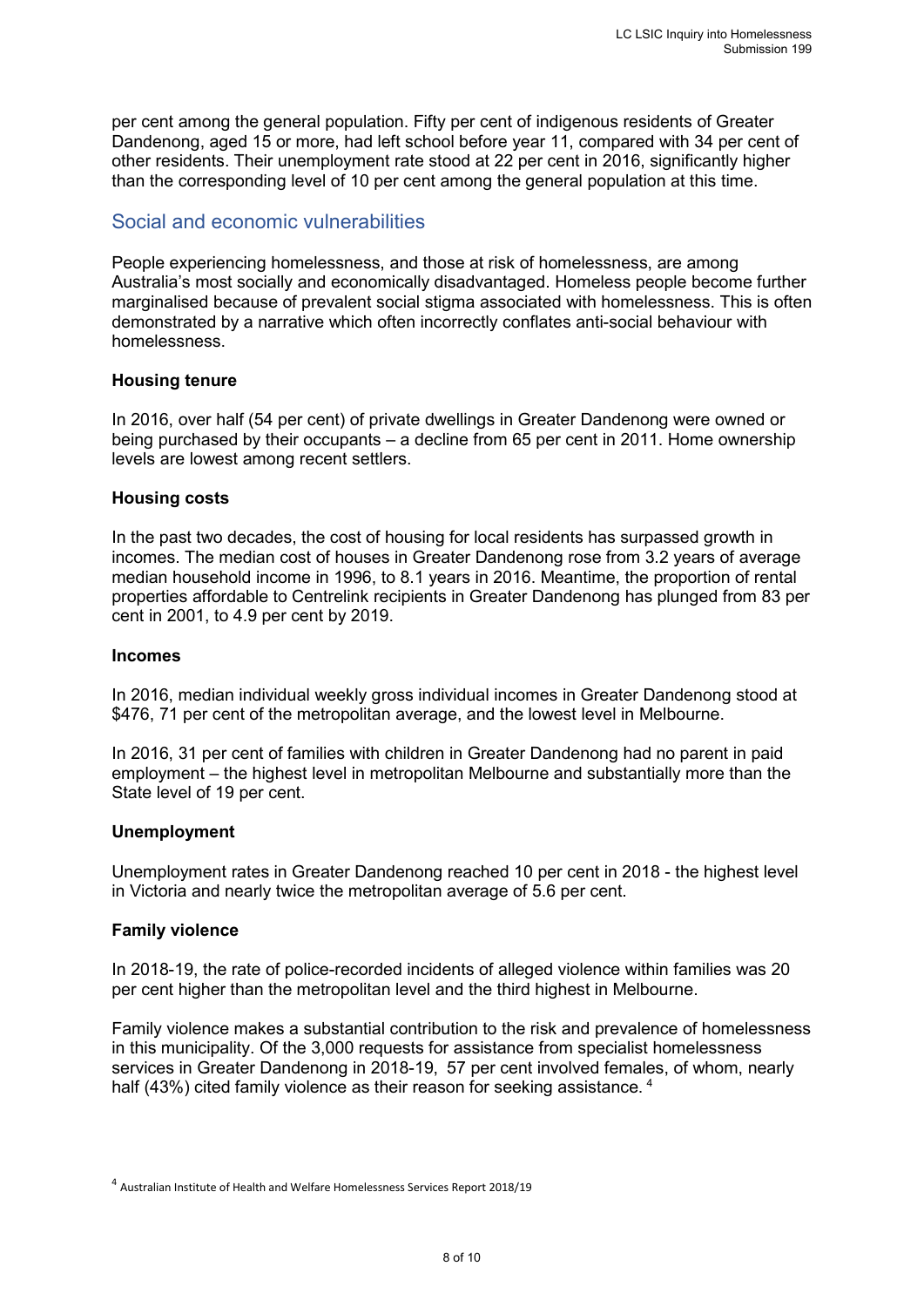per cent among the general population. Fifty per cent of indigenous residents of Greater Dandenong, aged 15 or more, had left school before year 11, compared with 34 per cent of other residents. Their unemployment rate stood at 22 per cent in 2016, significantly higher than the corresponding level of 10 per cent among the general population at this time.

## Social and economic vulnerabilities

People experiencing homelessness, and those at risk of homelessness, are among Australia's most socially and economically disadvantaged. Homeless people become further marginalised because of prevalent social stigma associated with homelessness. This is often demonstrated by a narrative which often incorrectly conflates anti-social behaviour with homelessness.

### Housing tenure

In 2016, over half (54 per cent) of private dwellings in Greater Dandenong were owned or being purchased by their occupants – a decline from 65 per cent in 2011. Home ownership levels are lowest among recent settlers.

### Housing costs

In the past two decades, the cost of housing for local residents has surpassed growth in incomes. The median cost of houses in Greater Dandenong rose from 3.2 years of average median household income in 1996, to 8.1 years in 2016. Meantime, the proportion of rental properties affordable to Centrelink recipients in Greater Dandenong has plunged from 83 per cent in 2001, to 4.9 per cent by 2019.

### Incomes

In 2016, median individual weekly gross individual incomes in Greater Dandenong stood at $476, 71 per cent of the metropolitan average, and the lowest level in Melbourne.

In 2016, 31 per cent of families with children in Greater Dandenong had no parent in paid employment – the highest level in metropolitan Melbourne and substantially more than the State level of 19 per cent.

### Unemployment

Unemployment rates in Greater Dandenong reached 10 per cent in 2018 - the highest level in Victoria and nearly twice the metropolitan average of 5.6 per cent.

### Family violence

In 2018-19, the rate of police-recorded incidents of alleged violence within families was 20 per cent higher than the metropolitan level and the third highest in Melbourne.

Family violence makes a substantial contribution to the risk and prevalence of homelessness in this municipality. Of the 3,000 requests for assistance from specialist homelessness services in Greater Dandenong in 2018-19, 57 per cent involved females, of whom, nearly half (43%) cited family violence as their reason for seeking assistance. [4]

[4] Australian Institute of Health and Welfare Homelessness Services Report 2018/19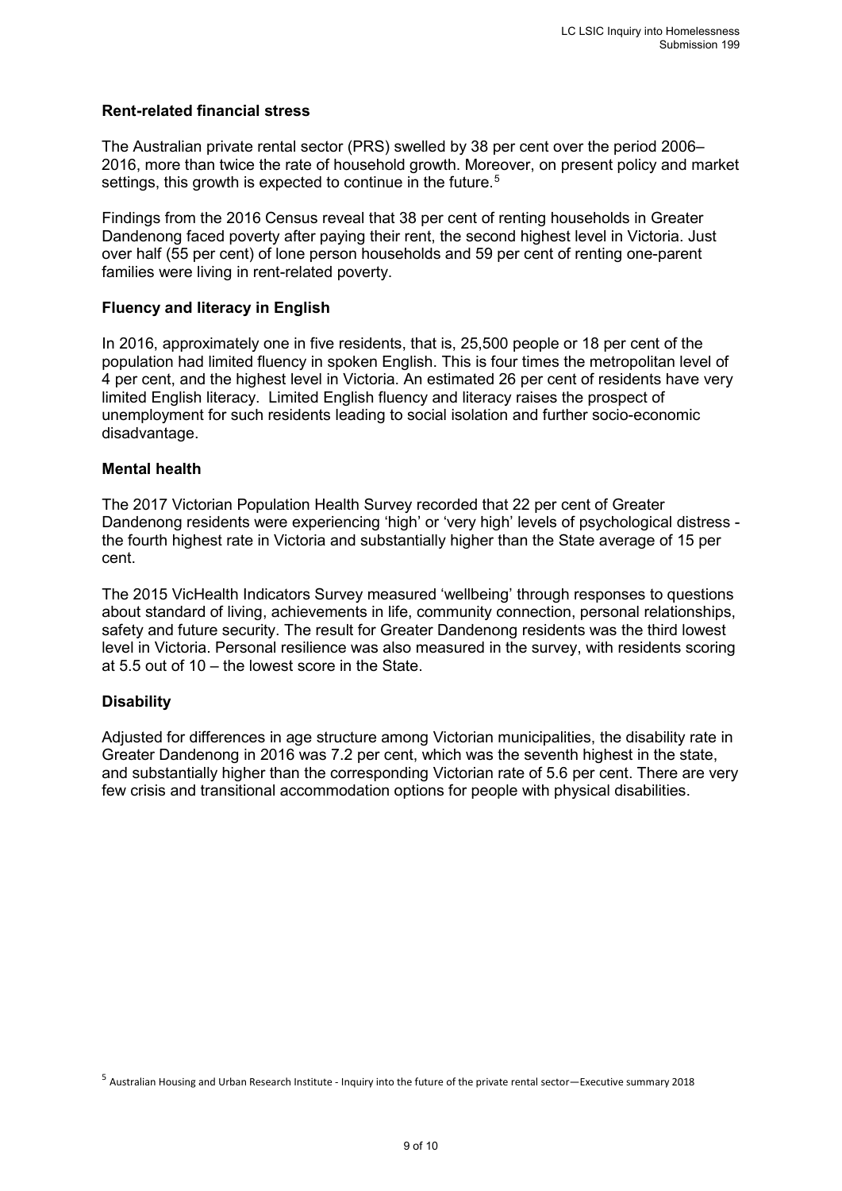**Rent-related financial stress**

The Australian private rental sector (PRS) swelled by 38 per cent over the period 2006–2016, more than twice the rate of household growth. Moreover, on present policy and market settings, this growth is expected to continue in the future.[5]

Findings from the 2016 Census reveal that 38 per cent of renting households in Greater Dandenong faced poverty after paying their rent, the second highest level in Victoria. Just over half (55 per cent) of lone person households and 59 per cent of renting one-parent families were living in rent-related poverty.

**Fluency and literacy in English**

In 2016, approximately one in five residents, that is, 25,500 people or 18 per cent of the population had limited fluency in spoken English. This is four times the metropolitan level of 4 per cent, and the highest level in Victoria. An estimated 26 per cent of residents have very limited English literacy. Limited English fluency and literacy raises the prospect of unemployment for such residents leading to social isolation and further socio-economic disadvantage.

**Mental health**

The 2017 Victorian Population Health Survey recorded that 22 per cent of Greater Dandenong residents were experiencing 'high' or 'very high' levels of psychological distress - the fourth highest rate in Victoria and substantially higher than the State average of 15 per cent.

The 2015 VicHealth Indicators Survey measured 'wellbeing' through responses to questions about standard of living, achievements in life, community connection, personal relationships, safety and future security. The result for Greater Dandenong residents was the third lowest level in Victoria. Personal resilience was also measured in the survey, with residents scoring at 5.5 out of 10 – the lowest score in the State.

**Disability**

Adjusted for differences in age structure among Victorian municipalities, the disability rate in Greater Dandenong in 2016 was 7.2 per cent, which was the seventh highest in the state, and substantially higher than the corresponding Victorian rate of 5.6 per cent. There are very few crisis and transitional accommodation options for people with physical disabilities.

[5] Australian Housing and Urban Research Institute - Inquiry into the future of the private rental sector—Executive summary 2018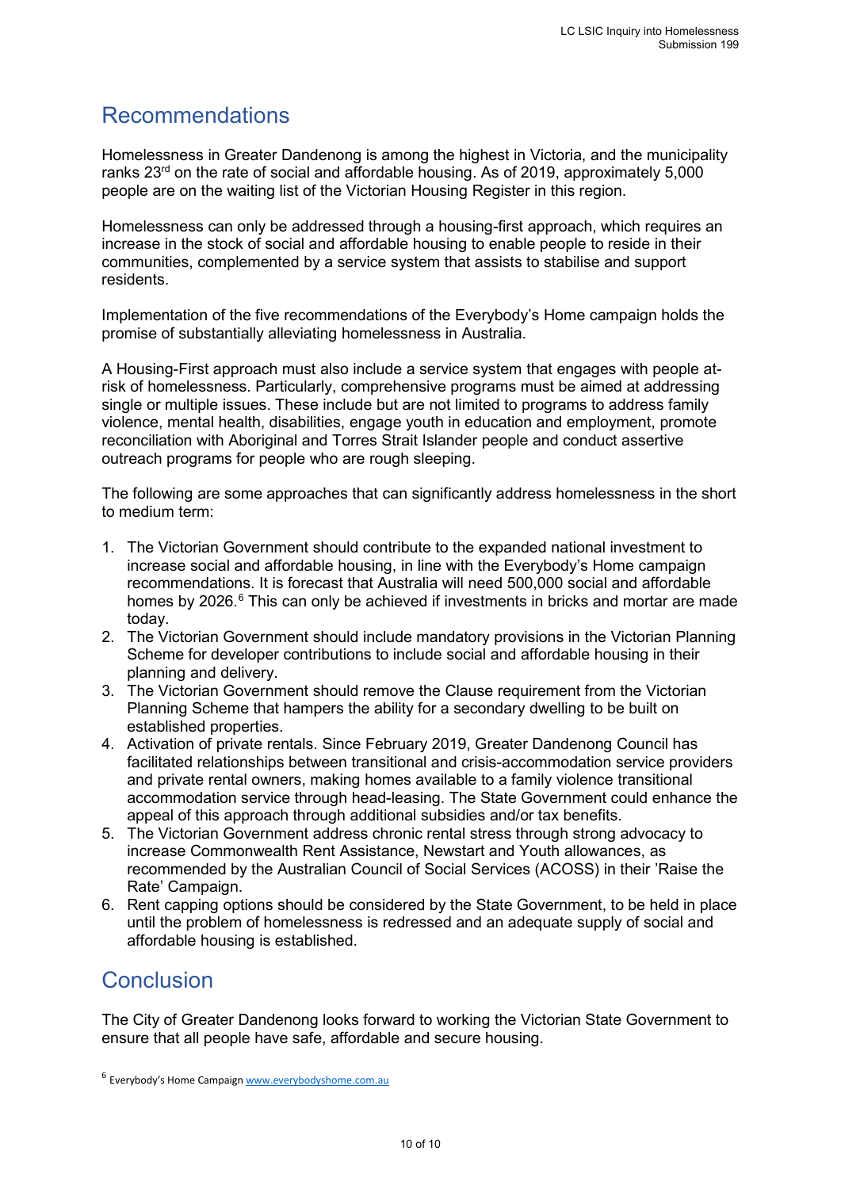## Recommendations

Homelessness in Greater Dandenong is among the highest in Victoria, and the municipality ranks 23rd on the rate of social and affordable housing. As of 2019, approximately 5,000 people are on the waiting list of the Victorian Housing Register in this region.

Homelessness can only be addressed through a housing-first approach, which requires an increase in the stock of social and affordable housing to enable people to reside in their communities, complemented by a service system that assists to stabilise and support residents.

Implementation of the five recommendations of the Everybody's Home campaign holds the promise of substantially alleviating homelessness in Australia.

A Housing-First approach must also include a service system that engages with people at-risk of homelessness. Particularly, comprehensive programs must be aimed at addressing single or multiple issues. These include but are not limited to programs to address family violence, mental health, disabilities, engage youth in education and employment, promote reconciliation with Aboriginal and Torres Strait Islander people and conduct assertive outreach programs for people who are rough sleeping.

The following are some approaches that can significantly address homelessness in the short to medium term:

1. The Victorian Government should contribute to the expanded national investment to increase social and affordable housing, in line with the Everybody's Home campaign recommendations. It is forecast that Australia will need 500,000 social and affordable homes by 2026.[6] This can only be achieved if investments in bricks and mortar are made today.
2. The Victorian Government should include mandatory provisions in the Victorian Planning Scheme for developer contributions to include social and affordable housing in their planning and delivery.
3. The Victorian Government should remove the Clause requirement from the Victorian Planning Scheme that hampers the ability for a secondary dwelling to be built on established properties.
4. Activation of private rentals. Since February 2019, Greater Dandenong Council has facilitated relationships between transitional and crisis-accommodation service providers and private rental owners, making homes available to a family violence transitional accommodation service through head-leasing. The State Government could enhance the appeal of this approach through additional subsidies and/or tax benefits.
5. The Victorian Government address chronic rental stress through strong advocacy to increase Commonwealth Rent Assistance, Newstart and Youth allowances, as recommended by the Australian Council of Social Services (ACOSS) in their 'Raise the Rate' Campaign.
6. Rent capping options should be considered by the State Government, to be held in place until the problem of homelessness is redressed and an adequate supply of social and affordable housing is established.

## Conclusion

The City of Greater Dandenong looks forward to working the Victorian State Government to ensure that all people have safe, affordable and secure housing.

[6] Everybody's Home Campaign www.everybodyshome.com.au